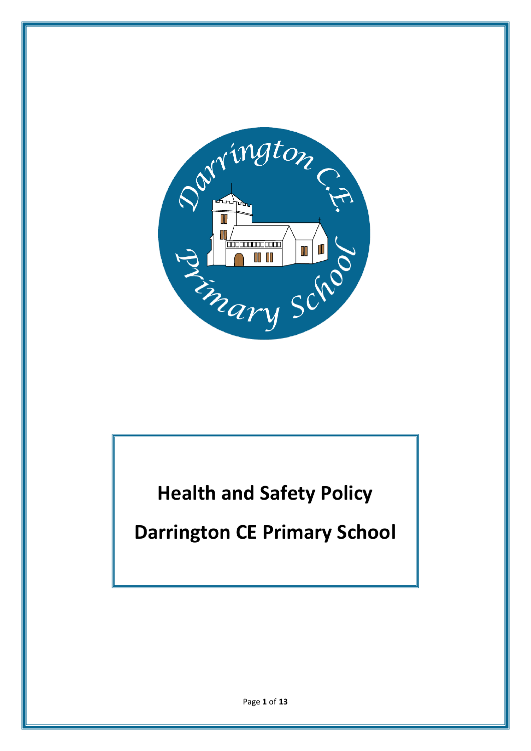# Health and Safety Policy

# Darrington CE Primary School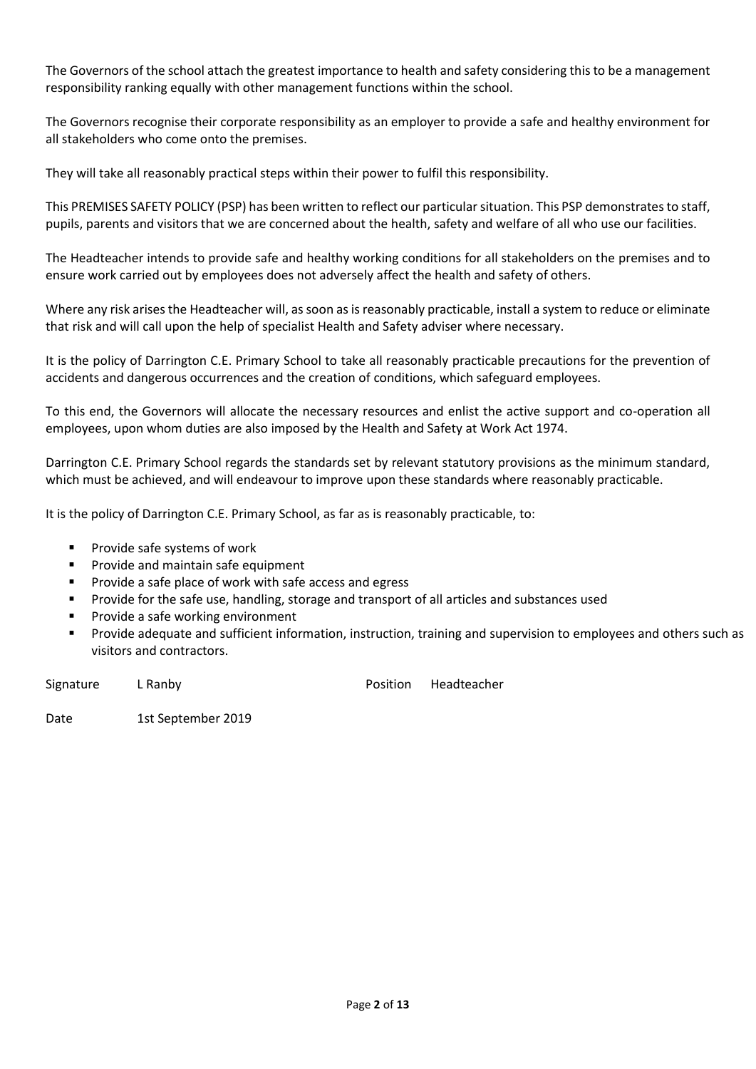The Governors of the school attach the greatest importance to health and safety considering this to be a management responsibility ranking equally with other management functions within the school.

The Governors recognise their corporate responsibility as an employer to provide a safe and healthy environment for all stakeholders who come onto the premises.

They will take all reasonably practical steps within their power to fulfil this responsibility.

This PREMISES SAFETY POLICY (PSP) has been written to reflect our particular situation. This PSP demonstrates to staff, pupils, parents and visitors that we are concerned about the health, safety and welfare of all who use our facilities.

The Headteacher intends to provide safe and healthy working conditions for all stakeholders on the premises and to ensure work carried out by employees does not adversely affect the health and safety of others.

Where any risk arises the Headteacher will, as soon as is reasonably practicable, install a system to reduce or eliminate that risk and will call upon the help of specialist Health and Safety adviser where necessary.

It is the policy of Darrington C.E. Primary School to take all reasonably practicable precautions for the prevention of accidents and dangerous occurrences and the creation of conditions, which safeguard employees.

To this end, the Governors will allocate the necessary resources and enlist the active support and co-operation all employees, upon whom duties are also imposed by the Health and Safety at Work Act 1974.

Darrington C.E. Primary School regards the standards set by relevant statutory provisions as the minimum standard, which must be achieved, and will endeavour to improve upon these standards where reasonably practicable.

It is the policy of Darrington C.E. Primary School, as far as is reasonably practicable, to:

- Provide safe systems of work
- Provide and maintain safe equipment
- Provide a safe place of work with safe access and egress
- Provide for the safe use, handling, storage and transport of all articles and substances used
- Provide a safe working environment
- Provide adequate and sufficient information, instruction, training and supervision to employees and others such as visitors and contractors.

Signature L Ranby    Position Headteacher

Date 1st September 2019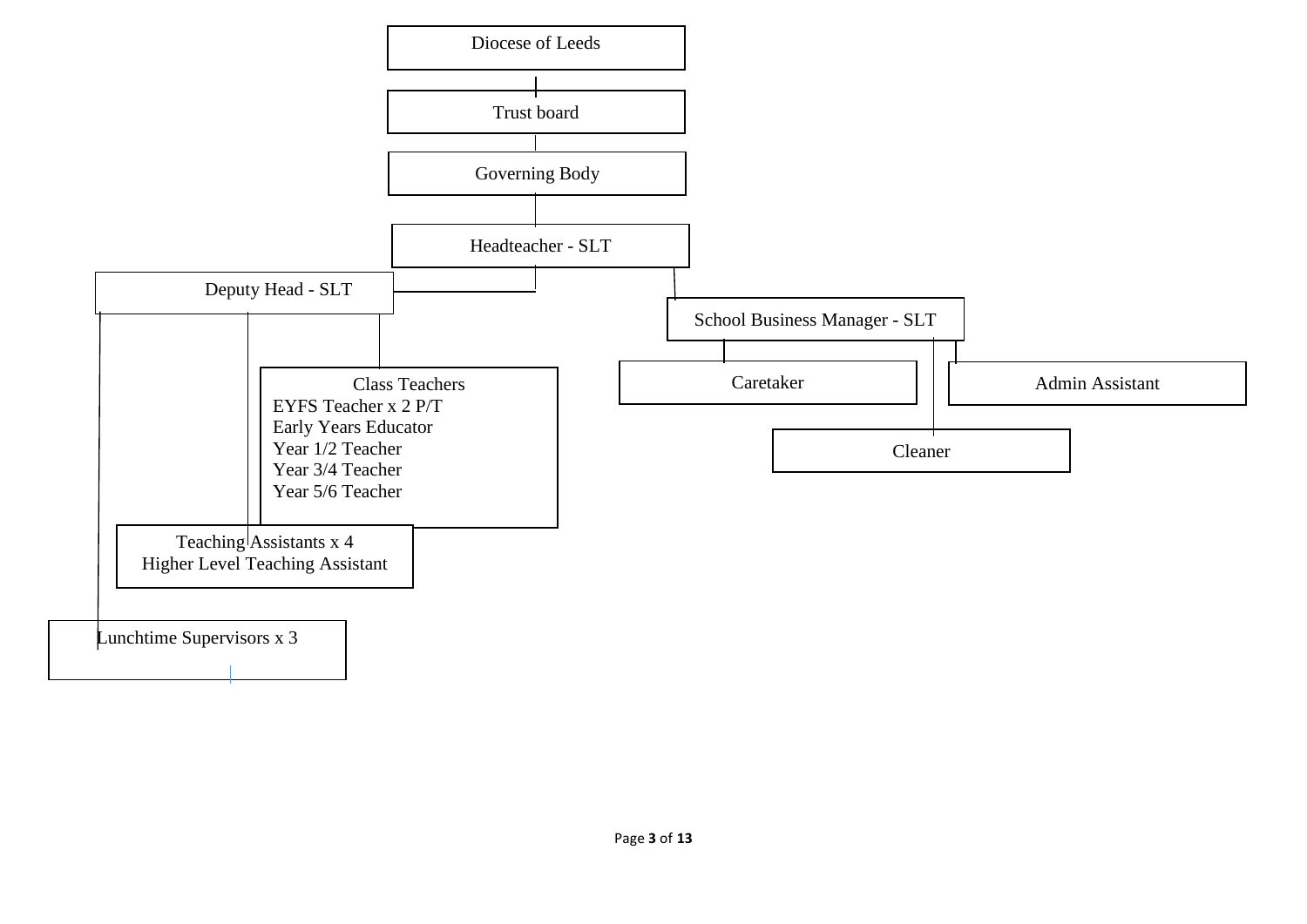Diocese of Leeds

Trust board

Governing Body

Headteacher - SLT

Deputy Head - SLT

School Business Manager - SLT

Class Teachers
EYFS Teacher x 2 P/T
Early Years Educator
Year 1/2 Teacher
Year 3/4 Teacher
Year 5/6 Teacher

Caretaker

Admin Assistant

Cleaner

Teaching Assistants x 4
Higher Level Teaching Assistant

Lunchtime Supervisors x 3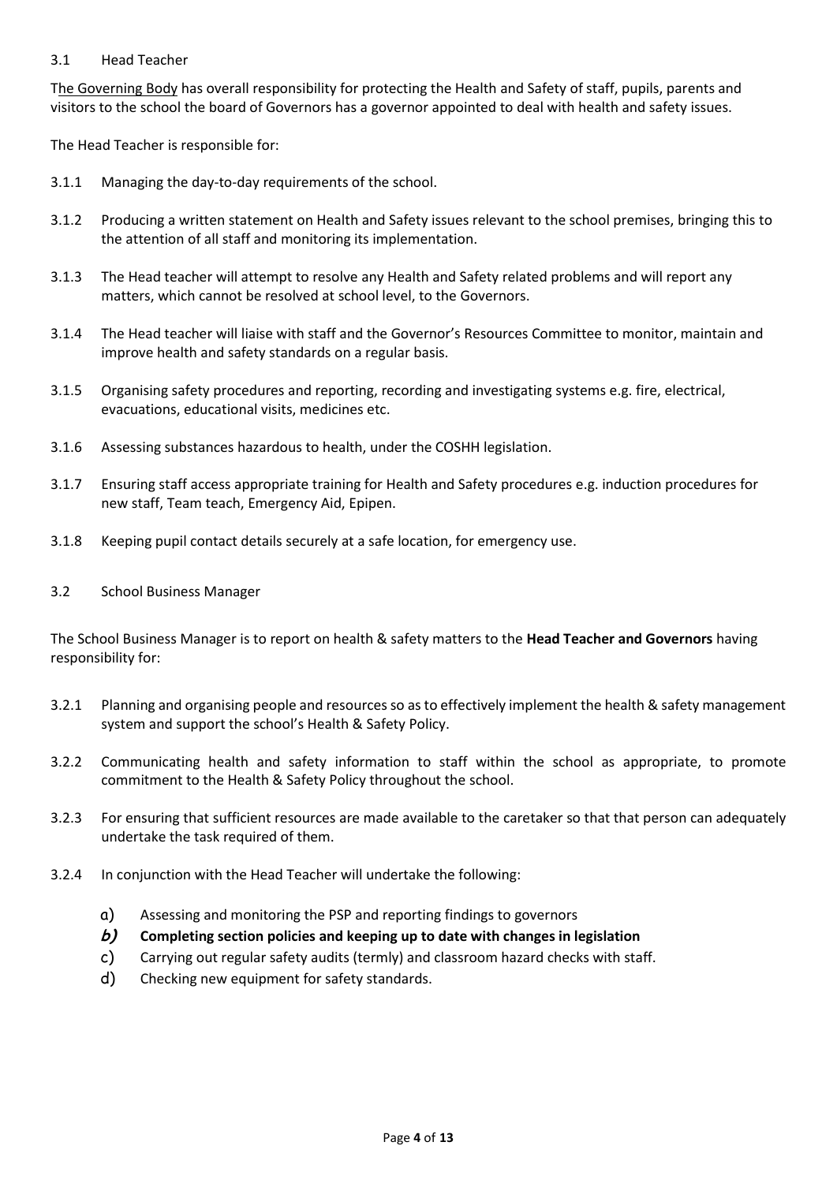### 3.1 Head Teacher

The Governing Body has overall responsibility for protecting the Health and Safety of staff, pupils, parents and visitors to the school the board of Governors has a governor appointed to deal with health and safety issues.

The Head Teacher is responsible for:

3.1.1 Managing the day-to-day requirements of the school.

3.1.2 Producing a written statement on Health and Safety issues relevant to the school premises, bringing this to the attention of all staff and monitoring its implementation.

3.1.3 The Head teacher will attempt to resolve any Health and Safety related problems and will report any matters, which cannot be resolved at school level, to the Governors.

3.1.4 The Head teacher will liaise with staff and the Governor's Resources Committee to monitor, maintain and improve health and safety standards on a regular basis.

3.1.5 Organising safety procedures and reporting, recording and investigating systems e.g. fire, electrical, evacuations, educational visits, medicines etc.

3.1.6 Assessing substances hazardous to health, under the COSHH legislation.

3.1.7 Ensuring staff access appropriate training for Health and Safety procedures e.g. induction procedures for new staff, Team teach, Emergency Aid, Epipen.

3.1.8 Keeping pupil contact details securely at a safe location, for emergency use.

### 3.2 School Business Manager

The School Business Manager is to report on health & safety matters to the **Head Teacher and Governors** having responsibility for:

3.2.1 Planning and organising people and resources so as to effectively implement the health & safety management system and support the school's Health & Safety Policy.

3.2.2 Communicating health and safety information to staff within the school as appropriate, to promote commitment to the Health & Safety Policy throughout the school.

3.2.3 For ensuring that sufficient resources are made available to the caretaker so that that person can adequately undertake the task required of them.

3.2.4 In conjunction with the Head Teacher will undertake the following:

a) Assessing and monitoring the PSP and reporting findings to governors

**b) Completing section policies and keeping up to date with changes in legislation**

c) Carrying out regular safety audits (termly) and classroom hazard checks with staff.

d) Checking new equipment for safety standards.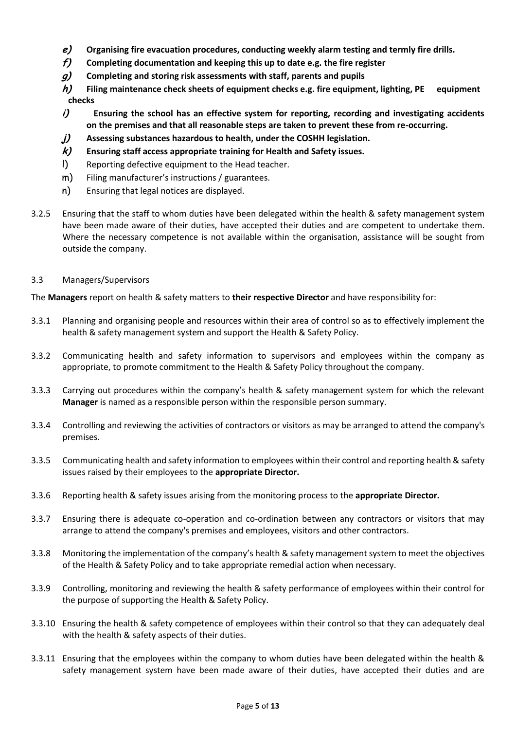- ***e)*** **Organising fire evacuation procedures, conducting weekly alarm testing and termly fire drills.**
- ***f)*** **Completing documentation and keeping this up to date e.g. the fire register**
- ***g)*** **Completing and storing risk assessments with staff, parents and pupils**
- ***h)*** **Filing maintenance check sheets of equipment checks e.g. fire equipment, lighting, PE equipment checks**
- ***i)*** **Ensuring the school has an effective system for reporting, recording and investigating accidents on the premises and that all reasonable steps are taken to prevent these from re-occurring.**
- ***j)*** **Assessing substances hazardous to health, under the COSHH legislation.**
- ***k)*** **Ensuring staff access appropriate training for Health and Safety issues.**
- l) Reporting defective equipment to the Head teacher.
- m) Filing manufacturer's instructions / guarantees.
- n) Ensuring that legal notices are displayed.

3.2.5 Ensuring that the staff to whom duties have been delegated within the health & safety management system have been made aware of their duties, have accepted their duties and are competent to undertake them. Where the necessary competence is not available within the organisation, assistance will be sought from outside the company.

3.3 Managers/Supervisors

The **Managers** report on health & safety matters to **their respective Director** and have responsibility for:

3.3.1 Planning and organising people and resources within their area of control so as to effectively implement the health & safety management system and support the Health & Safety Policy.

3.3.2 Communicating health and safety information to supervisors and employees within the company as appropriate, to promote commitment to the Health & Safety Policy throughout the company.

3.3.3 Carrying out procedures within the company's health & safety management system for which the relevant **Manager** is named as a responsible person within the responsible person summary.

3.3.4 Controlling and reviewing the activities of contractors or visitors as may be arranged to attend the company's premises.

3.3.5 Communicating health and safety information to employees within their control and reporting health & safety issues raised by their employees to the **appropriate Director.**

3.3.6 Reporting health & safety issues arising from the monitoring process to the **appropriate Director.**

3.3.7 Ensuring there is adequate co-operation and co-ordination between any contractors or visitors that may arrange to attend the company's premises and employees, visitors and other contractors.

3.3.8 Monitoring the implementation of the company's health & safety management system to meet the objectives of the Health & Safety Policy and to take appropriate remedial action when necessary.

3.3.9 Controlling, monitoring and reviewing the health & safety performance of employees within their control for the purpose of supporting the Health & Safety Policy.

3.3.10 Ensuring the health & safety competence of employees within their control so that they can adequately deal with the health & safety aspects of their duties.

3.3.11 Ensuring that the employees within the company to whom duties have been delegated within the health & safety management system have been made aware of their duties, have accepted their duties and are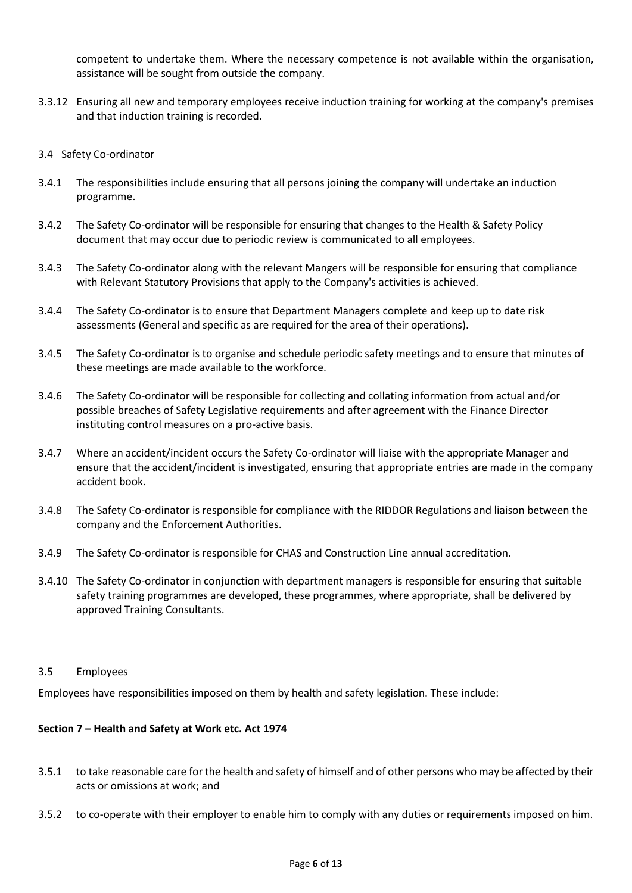competent to undertake them. Where the necessary competence is not available within the organisation, assistance will be sought from outside the company.

3.3.12 Ensuring all new and temporary employees receive induction training for working at the company's premises and that induction training is recorded.

3.4 Safety Co-ordinator

3.4.1 The responsibilities include ensuring that all persons joining the company will undertake an induction programme.

3.4.2 The Safety Co-ordinator will be responsible for ensuring that changes to the Health & Safety Policy document that may occur due to periodic review is communicated to all employees.

3.4.3 The Safety Co-ordinator along with the relevant Mangers will be responsible for ensuring that compliance with Relevant Statutory Provisions that apply to the Company's activities is achieved.

3.4.4 The Safety Co-ordinator is to ensure that Department Managers complete and keep up to date risk assessments (General and specific as are required for the area of their operations).

3.4.5 The Safety Co-ordinator is to organise and schedule periodic safety meetings and to ensure that minutes of these meetings are made available to the workforce.

3.4.6 The Safety Co-ordinator will be responsible for collecting and collating information from actual and/or possible breaches of Safety Legislative requirements and after agreement with the Finance Director instituting control measures on a pro-active basis.

3.4.7 Where an accident/incident occurs the Safety Co-ordinator will liaise with the appropriate Manager and ensure that the accident/incident is investigated, ensuring that appropriate entries are made in the company accident book.

3.4.8 The Safety Co-ordinator is responsible for compliance with the RIDDOR Regulations and liaison between the company and the Enforcement Authorities.

3.4.9 The Safety Co-ordinator is responsible for CHAS and Construction Line annual accreditation.

3.4.10 The Safety Co-ordinator in conjunction with department managers is responsible for ensuring that suitable safety training programmes are developed, these programmes, where appropriate, shall be delivered by approved Training Consultants.

3.5 Employees

Employees have responsibilities imposed on them by health and safety legislation. These include:

**Section 7 – Health and Safety at Work etc. Act 1974**

3.5.1 to take reasonable care for the health and safety of himself and of other persons who may be affected by their acts or omissions at work; and

3.5.2 to co-operate with their employer to enable him to comply with any duties or requirements imposed on him.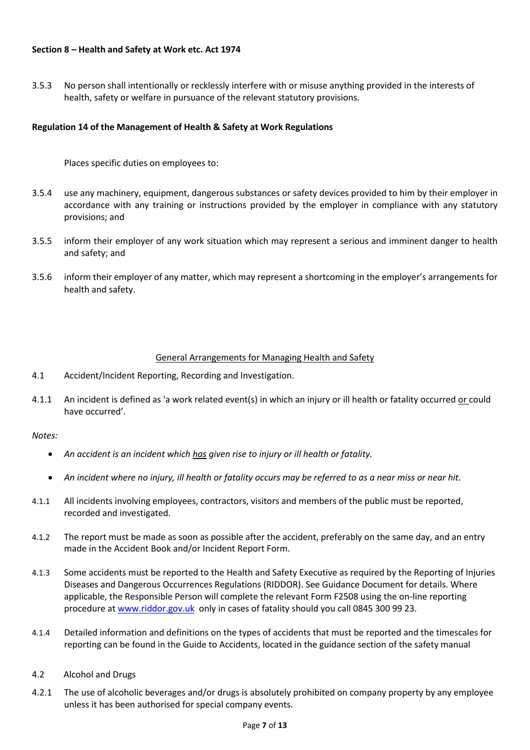**Section 8 – Health and Safety at Work etc. Act 1974**

3.5.3 No person shall intentionally or recklessly interfere with or misuse anything provided in the interests of health, safety or welfare in pursuance of the relevant statutory provisions.

**Regulation 14 of the Management of Health & Safety at Work Regulations**

Places specific duties on employees to:

3.5.4 use any machinery, equipment, dangerous substances or safety devices provided to him by their employer in accordance with any training or instructions provided by the employer in compliance with any statutory provisions; and

3.5.5 inform their employer of any work situation which may represent a serious and imminent danger to health and safety; and

3.5.6 inform their employer of any matter, which may represent a shortcoming in the employer's arrangements for health and safety.

## General Arrangements for Managing Health and Safety

4.1 Accident/Incident Reporting, Recording and Investigation.

4.1.1 An incident is defined as 'a work related event(s) in which an injury or ill health or fatality occurred or could have occurred'.

*Notes:*

- *An accident is an incident which has given rise to injury or ill health or fatality.*
- *An incident where no injury, ill health or fatality occurs may be referred to as a near miss or near hit.*

4.1.1 All incidents involving employees, contractors, visitors and members of the public must be reported, recorded and investigated.

4.1.2 The report must be made as soon as possible after the accident, preferably on the same day, and an entry made in the Accident Book and/or Incident Report Form.

4.1.3 Some accidents must be reported to the Health and Safety Executive as required by the Reporting of Injuries Diseases and Dangerous Occurrences Regulations (RIDDOR). See Guidance Document for details. Where applicable, the Responsible Person will complete the relevant Form F2508 using the on-line reporting procedure at www.riddor.gov.uk only in cases of fatality should you call 0845 300 99 23.

4.1.4 Detailed information and definitions on the types of accidents that must be reported and the timescales for reporting can be found in the Guide to Accidents, located in the guidance section of the safety manual

4.2 Alcohol and Drugs

4.2.1 The use of alcoholic beverages and/or drugs is absolutely prohibited on company property by any employee unless it has been authorised for special company events.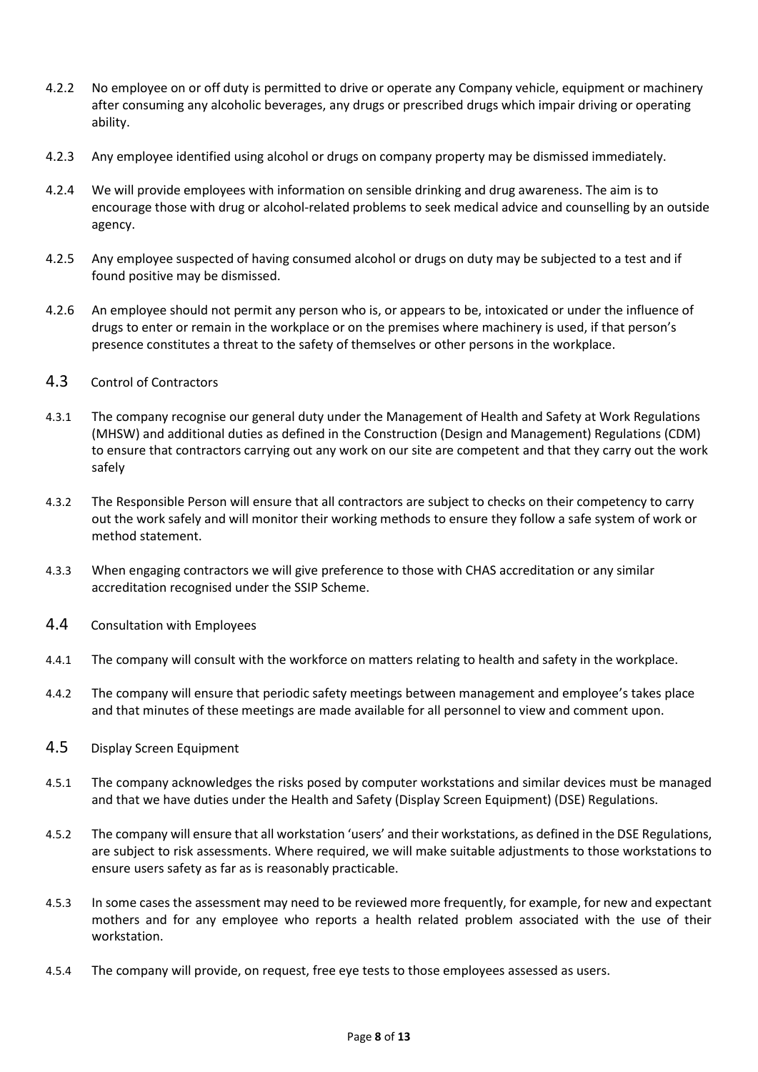4.2.2 No employee on or off duty is permitted to drive or operate any Company vehicle, equipment or machinery after consuming any alcoholic beverages, any drugs or prescribed drugs which impair driving or operating ability.

4.2.3 Any employee identified using alcohol or drugs on company property may be dismissed immediately.

4.2.4 We will provide employees with information on sensible drinking and drug awareness. The aim is to encourage those with drug or alcohol-related problems to seek medical advice and counselling by an outside agency.

4.2.5 Any employee suspected of having consumed alcohol or drugs on duty may be subjected to a test and if found positive may be dismissed.

4.2.6 An employee should not permit any person who is, or appears to be, intoxicated or under the influence of drugs to enter or remain in the workplace or on the premises where machinery is used, if that person's presence constitutes a threat to the safety of themselves or other persons in the workplace.

## 4.3 Control of Contractors

4.3.1 The company recognise our general duty under the Management of Health and Safety at Work Regulations (MHSW) and additional duties as defined in the Construction (Design and Management) Regulations (CDM) to ensure that contractors carrying out any work on our site are competent and that they carry out the work safely

4.3.2 The Responsible Person will ensure that all contractors are subject to checks on their competency to carry out the work safely and will monitor their working methods to ensure they follow a safe system of work or method statement.

4.3.3 When engaging contractors we will give preference to those with CHAS accreditation or any similar accreditation recognised under the SSIP Scheme.

## 4.4 Consultation with Employees

4.4.1 The company will consult with the workforce on matters relating to health and safety in the workplace.

4.4.2 The company will ensure that periodic safety meetings between management and employee's takes place and that minutes of these meetings are made available for all personnel to view and comment upon.

## 4.5 Display Screen Equipment

4.5.1 The company acknowledges the risks posed by computer workstations and similar devices must be managed and that we have duties under the Health and Safety (Display Screen Equipment) (DSE) Regulations.

4.5.2 The company will ensure that all workstation 'users' and their workstations, as defined in the DSE Regulations, are subject to risk assessments. Where required, we will make suitable adjustments to those workstations to ensure users safety as far as is reasonably practicable.

4.5.3 In some cases the assessment may need to be reviewed more frequently, for example, for new and expectant mothers and for any employee who reports a health related problem associated with the use of their workstation.

4.5.4 The company will provide, on request, free eye tests to those employees assessed as users.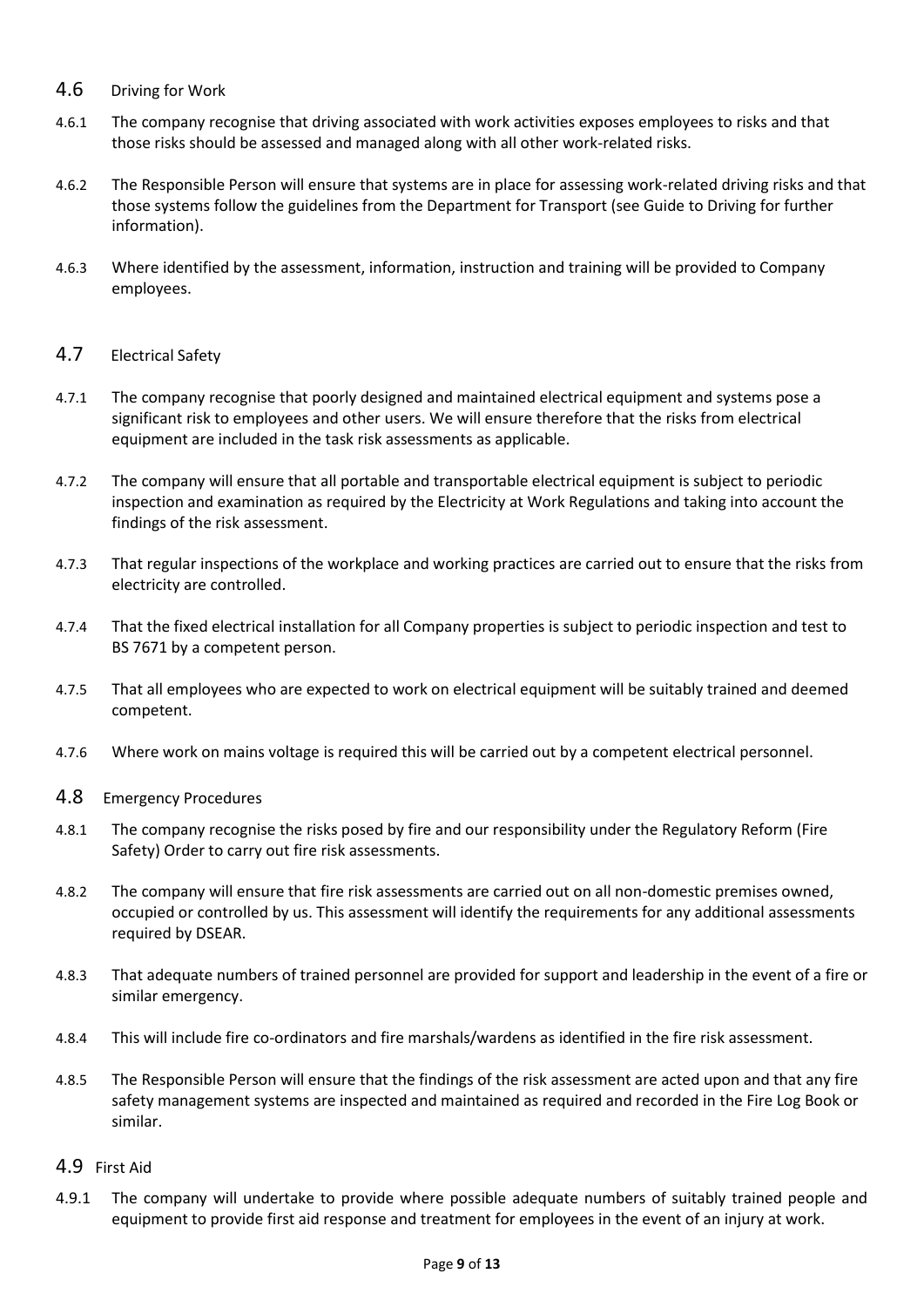## 4.6 Driving for Work

4.6.1 The company recognise that driving associated with work activities exposes employees to risks and that those risks should be assessed and managed along with all other work-related risks.

4.6.2 The Responsible Person will ensure that systems are in place for assessing work-related driving risks and that those systems follow the guidelines from the Department for Transport (see Guide to Driving for further information).

4.6.3 Where identified by the assessment, information, instruction and training will be provided to Company employees.

## 4.7 Electrical Safety

4.7.1 The company recognise that poorly designed and maintained electrical equipment and systems pose a significant risk to employees and other users. We will ensure therefore that the risks from electrical equipment are included in the task risk assessments as applicable.

4.7.2 The company will ensure that all portable and transportable electrical equipment is subject to periodic inspection and examination as required by the Electricity at Work Regulations and taking into account the findings of the risk assessment.

4.7.3 That regular inspections of the workplace and working practices are carried out to ensure that the risks from electricity are controlled.

4.7.4 That the fixed electrical installation for all Company properties is subject to periodic inspection and test to BS 7671 by a competent person.

4.7.5 That all employees who are expected to work on electrical equipment will be suitably trained and deemed competent.

4.7.6 Where work on mains voltage is required this will be carried out by a competent electrical personnel.

## 4.8 Emergency Procedures

4.8.1 The company recognise the risks posed by fire and our responsibility under the Regulatory Reform (Fire Safety) Order to carry out fire risk assessments.

4.8.2 The company will ensure that fire risk assessments are carried out on all non-domestic premises owned, occupied or controlled by us. This assessment will identify the requirements for any additional assessments required by DSEAR.

4.8.3 That adequate numbers of trained personnel are provided for support and leadership in the event of a fire or similar emergency.

4.8.4 This will include fire co-ordinators and fire marshals/wardens as identified in the fire risk assessment.

4.8.5 The Responsible Person will ensure that the findings of the risk assessment are acted upon and that any fire safety management systems are inspected and maintained as required and recorded in the Fire Log Book or similar.

## 4.9 First Aid

4.9.1 The company will undertake to provide where possible adequate numbers of suitably trained people and equipment to provide first aid response and treatment for employees in the event of an injury at work.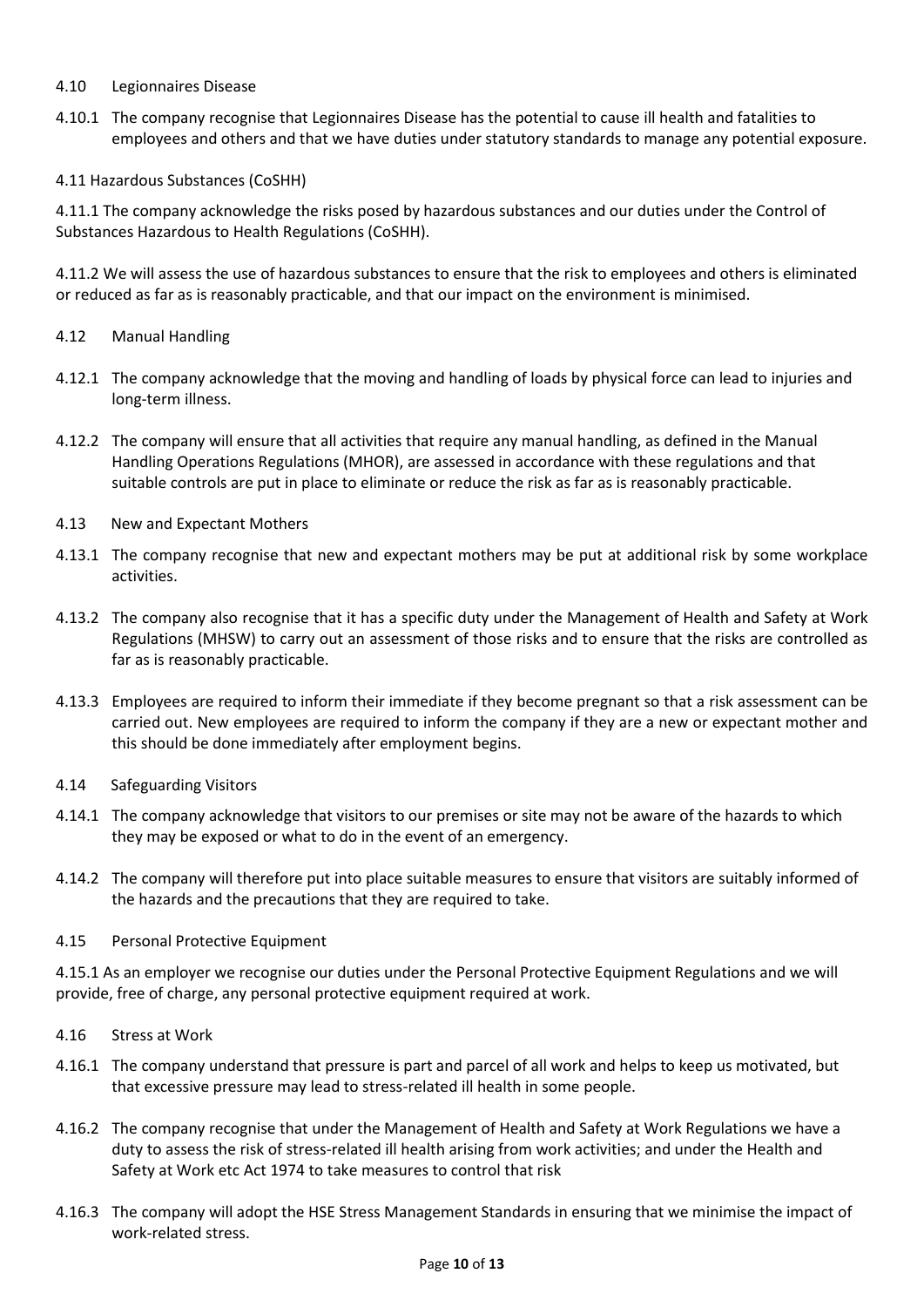### 4.10 Legionnaires Disease

4.10.1 The company recognise that Legionnaires Disease has the potential to cause ill health and fatalities to employees and others and that we have duties under statutory standards to manage any potential exposure.

### 4.11 Hazardous Substances (CoSHH)

4.11.1 The company acknowledge the risks posed by hazardous substances and our duties under the Control of Substances Hazardous to Health Regulations (CoSHH).

4.11.2 We will assess the use of hazardous substances to ensure that the risk to employees and others is eliminated or reduced as far as is reasonably practicable, and that our impact on the environment is minimised.

### 4.12 Manual Handling

4.12.1 The company acknowledge that the moving and handling of loads by physical force can lead to injuries and long-term illness.

4.12.2 The company will ensure that all activities that require any manual handling, as defined in the Manual Handling Operations Regulations (MHOR), are assessed in accordance with these regulations and that suitable controls are put in place to eliminate or reduce the risk as far as is reasonably practicable.

### 4.13 New and Expectant Mothers

4.13.1 The company recognise that new and expectant mothers may be put at additional risk by some workplace activities.

4.13.2 The company also recognise that it has a specific duty under the Management of Health and Safety at Work Regulations (MHSW) to carry out an assessment of those risks and to ensure that the risks are controlled as far as is reasonably practicable.

4.13.3 Employees are required to inform their immediate if they become pregnant so that a risk assessment can be carried out. New employees are required to inform the company if they are a new or expectant mother and this should be done immediately after employment begins.

### 4.14 Safeguarding Visitors

4.14.1 The company acknowledge that visitors to our premises or site may not be aware of the hazards to which they may be exposed or what to do in the event of an emergency.

4.14.2 The company will therefore put into place suitable measures to ensure that visitors are suitably informed of the hazards and the precautions that they are required to take.

### 4.15 Personal Protective Equipment

4.15.1 As an employer we recognise our duties under the Personal Protective Equipment Regulations and we will provide, free of charge, any personal protective equipment required at work.

### 4.16 Stress at Work

4.16.1 The company understand that pressure is part and parcel of all work and helps to keep us motivated, but that excessive pressure may lead to stress-related ill health in some people.

4.16.2 The company recognise that under the Management of Health and Safety at Work Regulations we have a duty to assess the risk of stress-related ill health arising from work activities; and under the Health and Safety at Work etc Act 1974 to take measures to control that risk

4.16.3 The company will adopt the HSE Stress Management Standards in ensuring that we minimise the impact of work-related stress.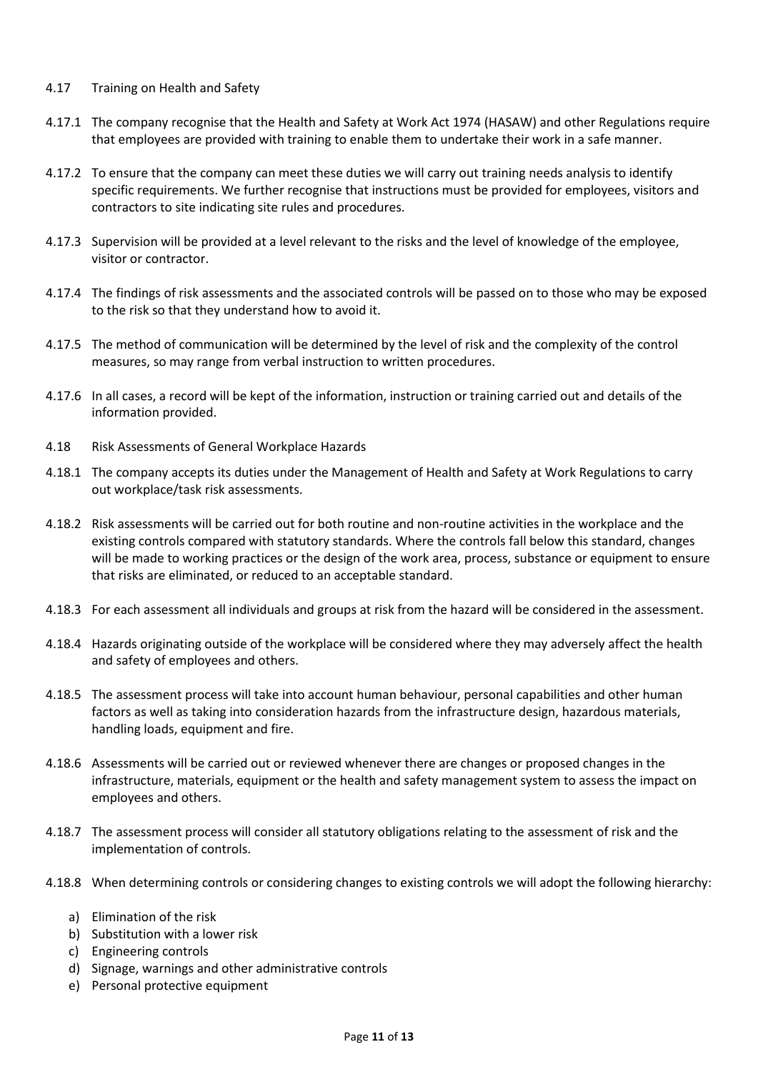### 4.17 Training on Health and Safety

4.17.1 The company recognise that the Health and Safety at Work Act 1974 (HASAW) and other Regulations require that employees are provided with training to enable them to undertake their work in a safe manner.

4.17.2 To ensure that the company can meet these duties we will carry out training needs analysis to identify specific requirements. We further recognise that instructions must be provided for employees, visitors and contractors to site indicating site rules and procedures.

4.17.3 Supervision will be provided at a level relevant to the risks and the level of knowledge of the employee, visitor or contractor.

4.17.4 The findings of risk assessments and the associated controls will be passed on to those who may be exposed to the risk so that they understand how to avoid it.

4.17.5 The method of communication will be determined by the level of risk and the complexity of the control measures, so may range from verbal instruction to written procedures.

4.17.6 In all cases, a record will be kept of the information, instruction or training carried out and details of the information provided.

### 4.18 Risk Assessments of General Workplace Hazards

4.18.1 The company accepts its duties under the Management of Health and Safety at Work Regulations to carry out workplace/task risk assessments.

4.18.2 Risk assessments will be carried out for both routine and non-routine activities in the workplace and the existing controls compared with statutory standards. Where the controls fall below this standard, changes will be made to working practices or the design of the work area, process, substance or equipment to ensure that risks are eliminated, or reduced to an acceptable standard.

4.18.3 For each assessment all individuals and groups at risk from the hazard will be considered in the assessment.

4.18.4 Hazards originating outside of the workplace will be considered where they may adversely affect the health and safety of employees and others.

4.18.5 The assessment process will take into account human behaviour, personal capabilities and other human factors as well as taking into consideration hazards from the infrastructure design, hazardous materials, handling loads, equipment and fire.

4.18.6 Assessments will be carried out or reviewed whenever there are changes or proposed changes in the infrastructure, materials, equipment or the health and safety management system to assess the impact on employees and others.

4.18.7 The assessment process will consider all statutory obligations relating to the assessment of risk and the implementation of controls.

4.18.8 When determining controls or considering changes to existing controls we will adopt the following hierarchy:

a) Elimination of the risk
b) Substitution with a lower risk
c) Engineering controls
d) Signage, warnings and other administrative controls
e) Personal protective equipment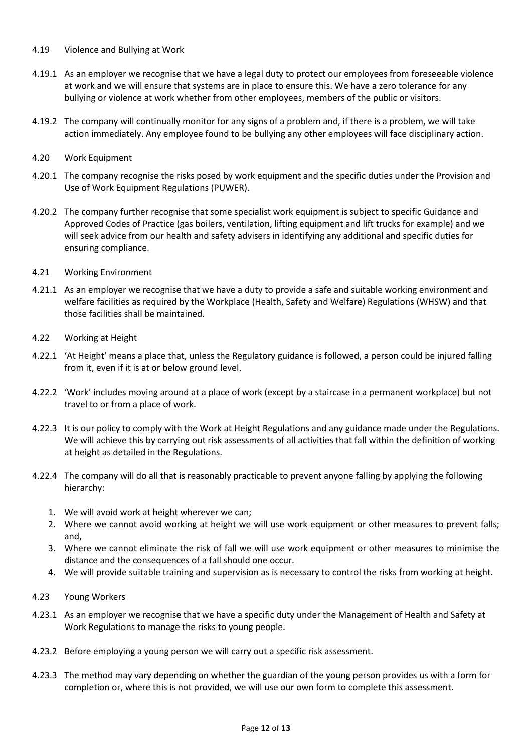### 4.19 Violence and Bullying at Work

4.19.1 As an employer we recognise that we have a legal duty to protect our employees from foreseeable violence at work and we will ensure that systems are in place to ensure this. We have a zero tolerance for any bullying or violence at work whether from other employees, members of the public or visitors.

4.19.2 The company will continually monitor for any signs of a problem and, if there is a problem, we will take action immediately. Any employee found to be bullying any other employees will face disciplinary action.

### 4.20 Work Equipment

4.20.1 The company recognise the risks posed by work equipment and the specific duties under the Provision and Use of Work Equipment Regulations (PUWER).

4.20.2 The company further recognise that some specialist work equipment is subject to specific Guidance and Approved Codes of Practice (gas boilers, ventilation, lifting equipment and lift trucks for example) and we will seek advice from our health and safety advisers in identifying any additional and specific duties for ensuring compliance.

### 4.21 Working Environment

4.21.1 As an employer we recognise that we have a duty to provide a safe and suitable working environment and welfare facilities as required by the Workplace (Health, Safety and Welfare) Regulations (WHSW) and that those facilities shall be maintained.

### 4.22 Working at Height

4.22.1 'At Height' means a place that, unless the Regulatory guidance is followed, a person could be injured falling from it, even if it is at or below ground level.

4.22.2 'Work' includes moving around at a place of work (except by a staircase in a permanent workplace) but not travel to or from a place of work.

4.22.3 It is our policy to comply with the Work at Height Regulations and any guidance made under the Regulations. We will achieve this by carrying out risk assessments of all activities that fall within the definition of working at height as detailed in the Regulations.

4.22.4 The company will do all that is reasonably practicable to prevent anyone falling by applying the following hierarchy:

1. We will avoid work at height wherever we can;
2. Where we cannot avoid working at height we will use work equipment or other measures to prevent falls; and,
3. Where we cannot eliminate the risk of fall we will use work equipment or other measures to minimise the distance and the consequences of a fall should one occur.
4. We will provide suitable training and supervision as is necessary to control the risks from working at height.

### 4.23 Young Workers

4.23.1 As an employer we recognise that we have a specific duty under the Management of Health and Safety at Work Regulations to manage the risks to young people.

4.23.2 Before employing a young person we will carry out a specific risk assessment.

4.23.3 The method may vary depending on whether the guardian of the young person provides us with a form for completion or, where this is not provided, we will use our own form to complete this assessment.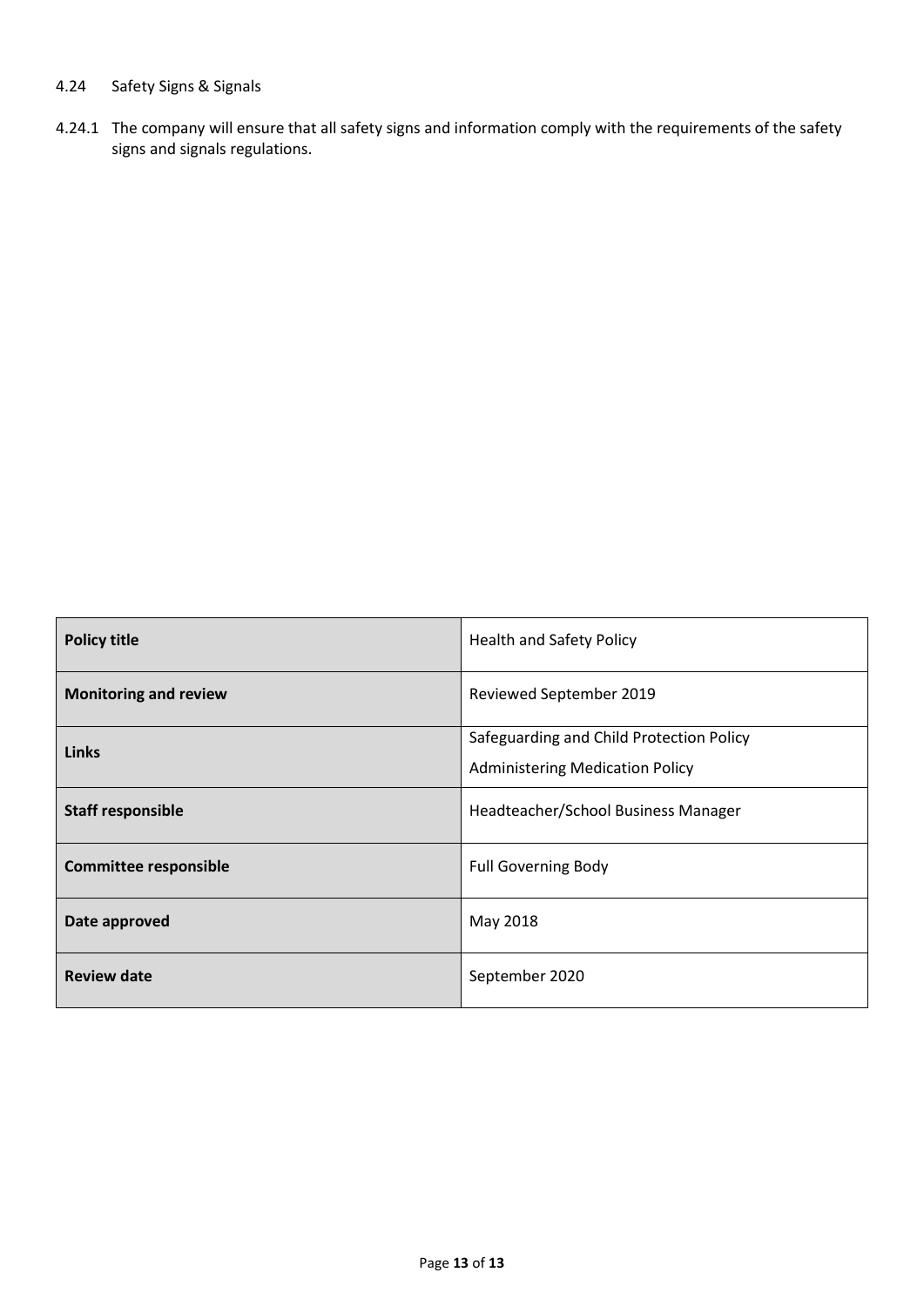### 4.24 Safety Signs & Signals

4.24.1 The company will ensure that all safety signs and information comply with the requirements of the safety signs and signals regulations.

| | |
|---|---|
| **Policy title** | Health and Safety Policy |
| **Monitoring and review** | Reviewed September 2019 |
| **Links** | Safeguarding and Child Protection Policy<br>Administering Medication Policy |
| **Staff responsible** | Headteacher/School Business Manager |
| **Committee responsible** | Full Governing Body |
| **Date approved** | May 2018 |
| **Review date** | September 2020 |